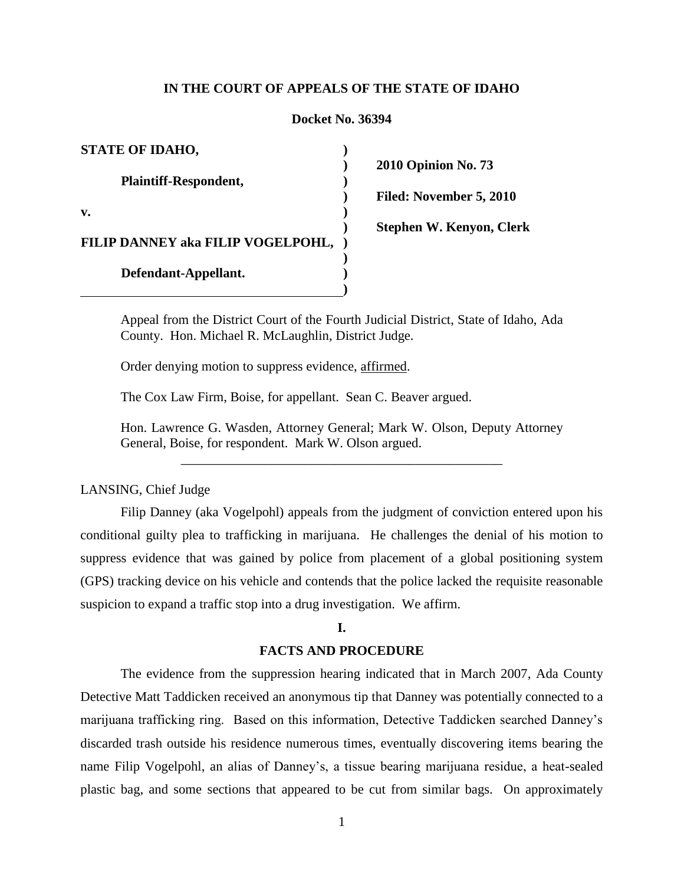**IN THE COURT OF APPEALS OF THE STATE OF IDAHO**

**Docket No. 36394**

| | |
|---|---|
| **STATE OF IDAHO,** | |
| **Plaintiff-Respondent,** | **2010 Opinion No. 73** |
| **v.** | **Filed: November 5, 2010** |
| **FILIP DANNEY aka FILIP VOGELPOHL,** | **Stephen W. Kenyon, Clerk** |
| **Defendant-Appellant.** | |

Appeal from the District Court of the Fourth Judicial District, State of Idaho, Ada County. Hon. Michael R. McLaughlin, District Judge.

Order denying motion to suppress evidence, affirmed.

The Cox Law Firm, Boise, for appellant. Sean C. Beaver argued.

Hon. Lawrence G. Wasden, Attorney General; Mark W. Olson, Deputy Attorney General, Boise, for respondent. Mark W. Olson argued.

---

LANSING, Chief Judge

Filip Danney (aka Vogelpohl) appeals from the judgment of conviction entered upon his conditional guilty plea to trafficking in marijuana. He challenges the denial of his motion to suppress evidence that was gained by police from placement of a global positioning system (GPS) tracking device on his vehicle and contends that the police lacked the requisite reasonable suspicion to expand a traffic stop into a drug investigation. We affirm.

## I.

## FACTS AND PROCEDURE

The evidence from the suppression hearing indicated that in March 2007, Ada County Detective Matt Taddicken received an anonymous tip that Danney was potentially connected to a marijuana trafficking ring. Based on this information, Detective Taddicken searched Danney's discarded trash outside his residence numerous times, eventually discovering items bearing the name Filip Vogelpohl, an alias of Danney's, a tissue bearing marijuana residue, a heat-sealed plastic bag, and some sections that appeared to be cut from similar bags. On approximately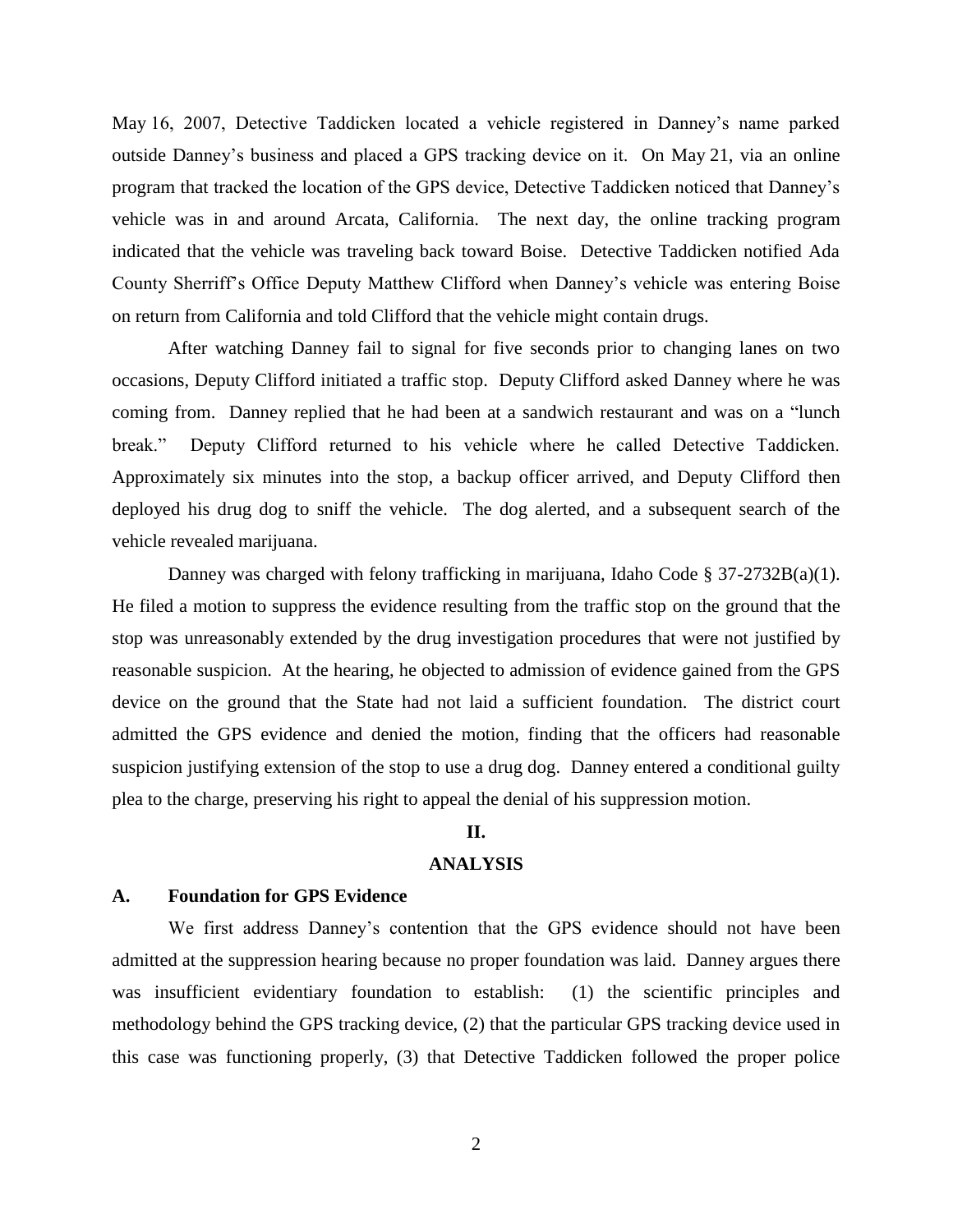May 16, 2007, Detective Taddicken located a vehicle registered in Danney's name parked outside Danney's business and placed a GPS tracking device on it. On May 21, via an online program that tracked the location of the GPS device, Detective Taddicken noticed that Danney's vehicle was in and around Arcata, California. The next day, the online tracking program indicated that the vehicle was traveling back toward Boise. Detective Taddicken notified Ada County Sherriff's Office Deputy Matthew Clifford when Danney's vehicle was entering Boise on return from California and told Clifford that the vehicle might contain drugs.

After watching Danney fail to signal for five seconds prior to changing lanes on two occasions, Deputy Clifford initiated a traffic stop. Deputy Clifford asked Danney where he was coming from. Danney replied that he had been at a sandwich restaurant and was on a "lunch break." Deputy Clifford returned to his vehicle where he called Detective Taddicken. Approximately six minutes into the stop, a backup officer arrived, and Deputy Clifford then deployed his drug dog to sniff the vehicle. The dog alerted, and a subsequent search of the vehicle revealed marijuana.

Danney was charged with felony trafficking in marijuana, Idaho Code § 37-2732B(a)(1). He filed a motion to suppress the evidence resulting from the traffic stop on the ground that the stop was unreasonably extended by the drug investigation procedures that were not justified by reasonable suspicion. At the hearing, he objected to admission of evidence gained from the GPS device on the ground that the State had not laid a sufficient foundation. The district court admitted the GPS evidence and denied the motion, finding that the officers had reasonable suspicion justifying extension of the stop to use a drug dog. Danney entered a conditional guilty plea to the charge, preserving his right to appeal the denial of his suppression motion.

## II.

## ANALYSIS

### A. Foundation for GPS Evidence

We first address Danney's contention that the GPS evidence should not have been admitted at the suppression hearing because no proper foundation was laid. Danney argues there was insufficient evidentiary foundation to establish: (1) the scientific principles and methodology behind the GPS tracking device, (2) that the particular GPS tracking device used in this case was functioning properly, (3) that Detective Taddicken followed the proper police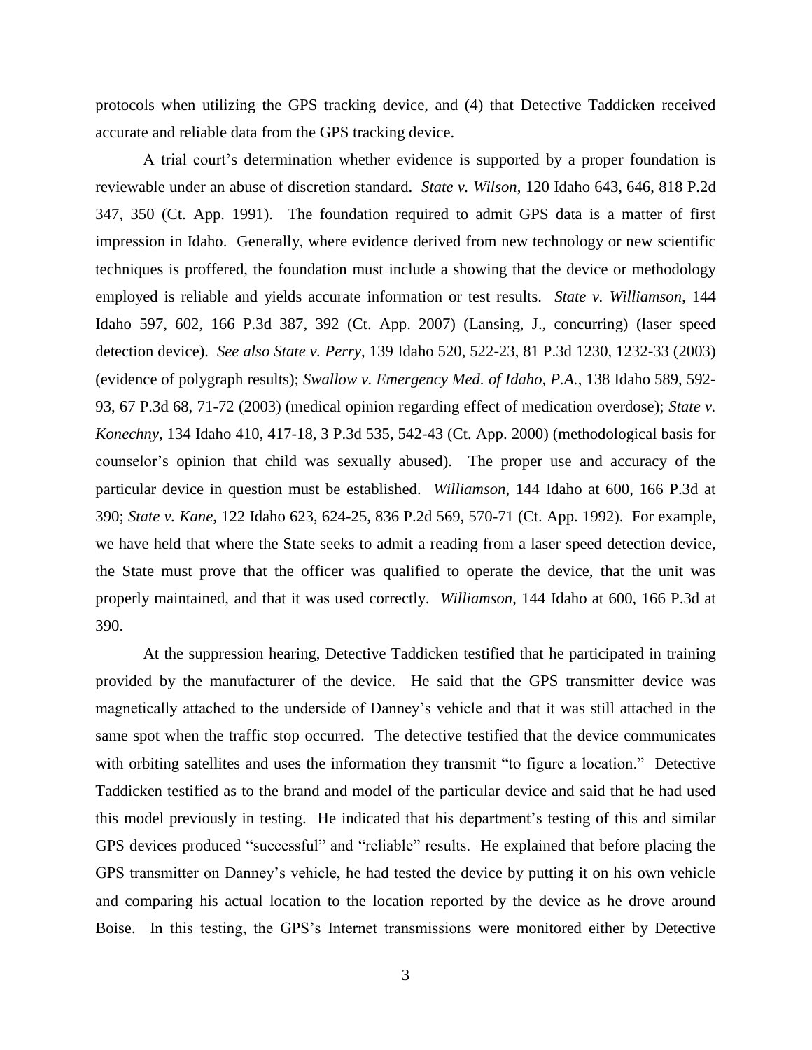protocols when utilizing the GPS tracking device, and (4) that Detective Taddicken received accurate and reliable data from the GPS tracking device.

A trial court's determination whether evidence is supported by a proper foundation is reviewable under an abuse of discretion standard. *State v. Wilson*, 120 Idaho 643, 646, 818 P.2d 347, 350 (Ct. App. 1991). The foundation required to admit GPS data is a matter of first impression in Idaho. Generally, where evidence derived from new technology or new scientific techniques is proffered, the foundation must include a showing that the device or methodology employed is reliable and yields accurate information or test results. *State v. Williamson*, 144 Idaho 597, 602, 166 P.3d 387, 392 (Ct. App. 2007) (Lansing, J., concurring) (laser speed detection device). *See also State v. Perry*, 139 Idaho 520, 522-23, 81 P.3d 1230, 1232-33 (2003) (evidence of polygraph results); *Swallow v. Emergency Med. of Idaho, P.A.*, 138 Idaho 589, 592-93, 67 P.3d 68, 71-72 (2003) (medical opinion regarding effect of medication overdose); *State v. Konechny*, 134 Idaho 410, 417-18, 3 P.3d 535, 542-43 (Ct. App. 2000) (methodological basis for counselor's opinion that child was sexually abused). The proper use and accuracy of the particular device in question must be established. *Williamson*, 144 Idaho at 600, 166 P.3d at 390; *State v. Kane*, 122 Idaho 623, 624-25, 836 P.2d 569, 570-71 (Ct. App. 1992). For example, we have held that where the State seeks to admit a reading from a laser speed detection device, the State must prove that the officer was qualified to operate the device, that the unit was properly maintained, and that it was used correctly. *Williamson*, 144 Idaho at 600, 166 P.3d at 390.

At the suppression hearing, Detective Taddicken testified that he participated in training provided by the manufacturer of the device. He said that the GPS transmitter device was magnetically attached to the underside of Danney's vehicle and that it was still attached in the same spot when the traffic stop occurred. The detective testified that the device communicates with orbiting satellites and uses the information they transmit "to figure a location." Detective Taddicken testified as to the brand and model of the particular device and said that he had used this model previously in testing. He indicated that his department's testing of this and similar GPS devices produced "successful" and "reliable" results. He explained that before placing the GPS transmitter on Danney's vehicle, he had tested the device by putting it on his own vehicle and comparing his actual location to the location reported by the device as he drove around Boise. In this testing, the GPS's Internet transmissions were monitored either by Detective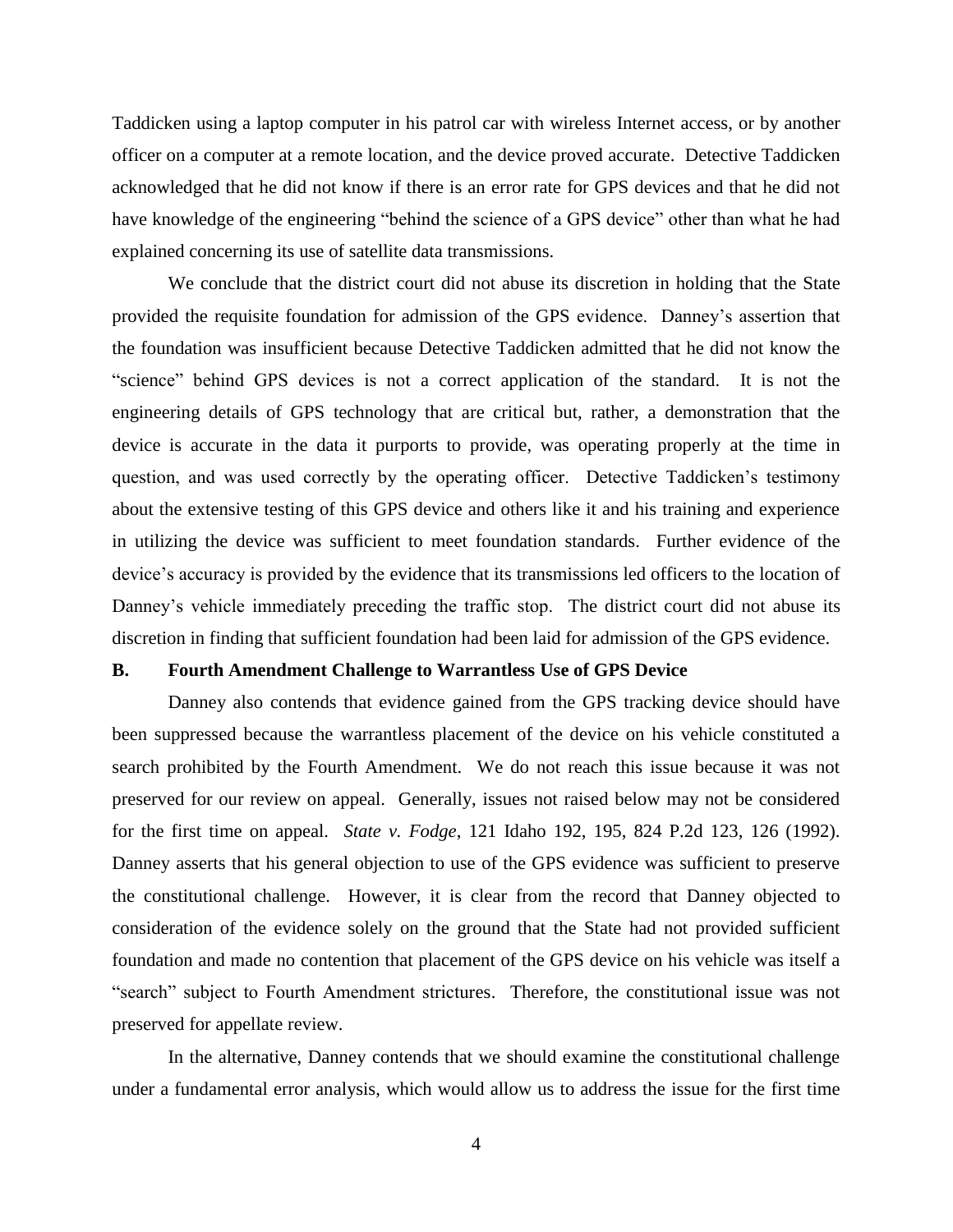Taddicken using a laptop computer in his patrol car with wireless Internet access, or by another officer on a computer at a remote location, and the device proved accurate. Detective Taddicken acknowledged that he did not know if there is an error rate for GPS devices and that he did not have knowledge of the engineering "behind the science of a GPS device" other than what he had explained concerning its use of satellite data transmissions.

We conclude that the district court did not abuse its discretion in holding that the State provided the requisite foundation for admission of the GPS evidence. Danney's assertion that the foundation was insufficient because Detective Taddicken admitted that he did not know the "science" behind GPS devices is not a correct application of the standard. It is not the engineering details of GPS technology that are critical but, rather, a demonstration that the device is accurate in the data it purports to provide, was operating properly at the time in question, and was used correctly by the operating officer. Detective Taddicken's testimony about the extensive testing of this GPS device and others like it and his training and experience in utilizing the device was sufficient to meet foundation standards. Further evidence of the device's accuracy is provided by the evidence that its transmissions led officers to the location of Danney's vehicle immediately preceding the traffic stop. The district court did not abuse its discretion in finding that sufficient foundation had been laid for admission of the GPS evidence.

### B. Fourth Amendment Challenge to Warrantless Use of GPS Device

Danney also contends that evidence gained from the GPS tracking device should have been suppressed because the warrantless placement of the device on his vehicle constituted a search prohibited by the Fourth Amendment. We do not reach this issue because it was not preserved for our review on appeal. Generally, issues not raised below may not be considered for the first time on appeal. *State v. Fodge*, 121 Idaho 192, 195, 824 P.2d 123, 126 (1992). Danney asserts that his general objection to use of the GPS evidence was sufficient to preserve the constitutional challenge. However, it is clear from the record that Danney objected to consideration of the evidence solely on the ground that the State had not provided sufficient foundation and made no contention that placement of the GPS device on his vehicle was itself a "search" subject to Fourth Amendment strictures. Therefore, the constitutional issue was not preserved for appellate review.

In the alternative, Danney contends that we should examine the constitutional challenge under a fundamental error analysis, which would allow us to address the issue for the first time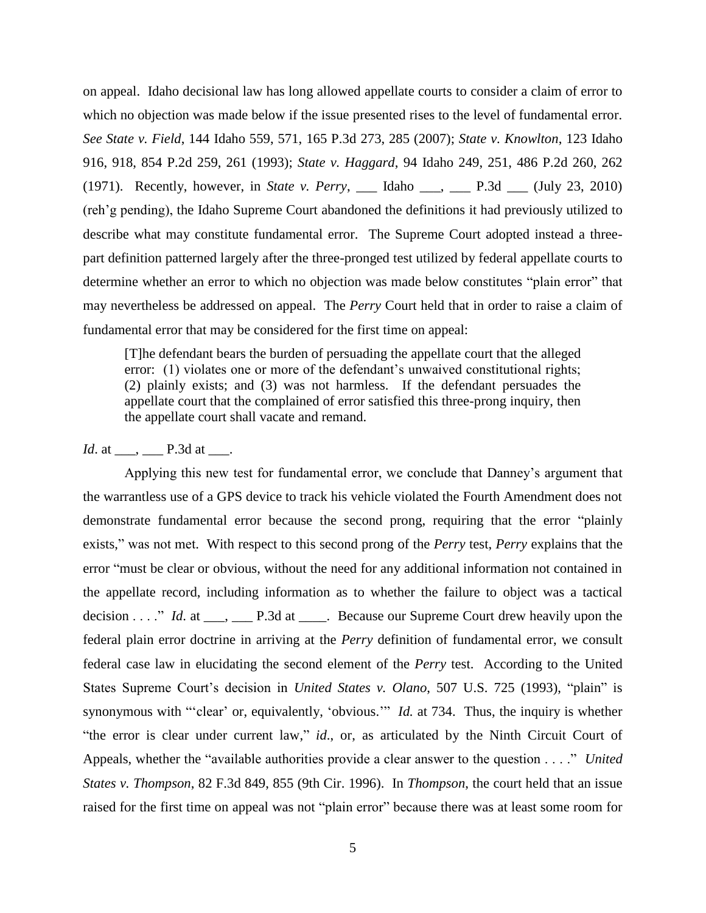on appeal. Idaho decisional law has long allowed appellate courts to consider a claim of error to which no objection was made below if the issue presented rises to the level of fundamental error. *See State v. Field*, 144 Idaho 559, 571, 165 P.3d 273, 285 (2007); *State v. Knowlton*, 123 Idaho 916, 918, 854 P.2d 259, 261 (1993); *State v. Haggard*, 94 Idaho 249, 251, 486 P.2d 260, 262 (1971). Recently, however, in *State v. Perry*, ___ Idaho ___, ___ P.3d ___ (July 23, 2010) (reh'g pending), the Idaho Supreme Court abandoned the definitions it had previously utilized to describe what may constitute fundamental error. The Supreme Court adopted instead a three-part definition patterned largely after the three-pronged test utilized by federal appellate courts to determine whether an error to which no objection was made below constitutes "plain error" that may nevertheless be addressed on appeal. The *Perry* Court held that in order to raise a claim of fundamental error that may be considered for the first time on appeal:

> [T]he defendant bears the burden of persuading the appellate court that the alleged error: (1) violates one or more of the defendant's unwaived constitutional rights; (2) plainly exists; and (3) was not harmless. If the defendant persuades the appellate court that the complained of error satisfied this three-prong inquiry, then the appellate court shall vacate and remand.

*Id*. at ___, ___ P.3d at ___.

Applying this new test for fundamental error, we conclude that Danney's argument that the warrantless use of a GPS device to track his vehicle violated the Fourth Amendment does not demonstrate fundamental error because the second prong, requiring that the error "plainly exists," was not met. With respect to this second prong of the *Perry* test, *Perry* explains that the error "must be clear or obvious, without the need for any additional information not contained in the appellate record, including information as to whether the failure to object was a tactical decision . . . ." *Id*. at ___, ___ P.3d at ____. Because our Supreme Court drew heavily upon the federal plain error doctrine in arriving at the *Perry* definition of fundamental error, we consult federal case law in elucidating the second element of the *Perry* test. According to the United States Supreme Court's decision in *United States v. Olano*, 507 U.S. 725 (1993), "plain" is synonymous with "'clear' or, equivalently, 'obvious.'" *Id.* at 734. Thus, the inquiry is whether "the error is clear under current law," *id*., or, as articulated by the Ninth Circuit Court of Appeals, whether the "available authorities provide a clear answer to the question . . . ." *United States v. Thompson*, 82 F.3d 849, 855 (9th Cir. 1996). In *Thompson*, the court held that an issue raised for the first time on appeal was not "plain error" because there was at least some room for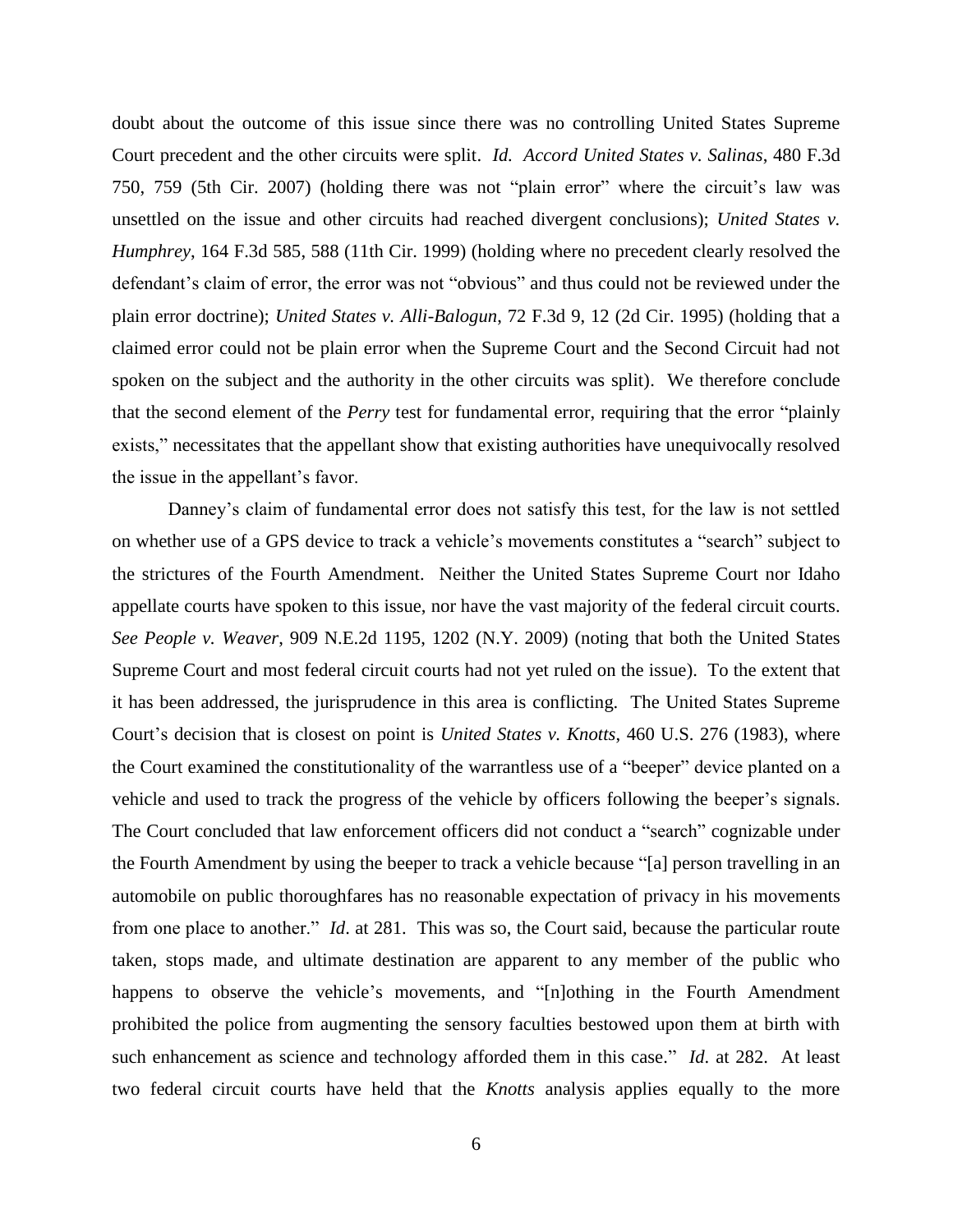doubt about the outcome of this issue since there was no controlling United States Supreme Court precedent and the other circuits were split. *Id. Accord United States v. Salinas*, 480 F.3d 750, 759 (5th Cir. 2007) (holding there was not "plain error" where the circuit's law was unsettled on the issue and other circuits had reached divergent conclusions); *United States v. Humphrey*, 164 F.3d 585, 588 (11th Cir. 1999) (holding where no precedent clearly resolved the defendant's claim of error, the error was not "obvious" and thus could not be reviewed under the plain error doctrine); *United States v. Alli-Balogun*, 72 F.3d 9, 12 (2d Cir. 1995) (holding that a claimed error could not be plain error when the Supreme Court and the Second Circuit had not spoken on the subject and the authority in the other circuits was split). We therefore conclude that the second element of the *Perry* test for fundamental error, requiring that the error "plainly exists," necessitates that the appellant show that existing authorities have unequivocally resolved the issue in the appellant's favor.

Danney's claim of fundamental error does not satisfy this test, for the law is not settled on whether use of a GPS device to track a vehicle's movements constitutes a "search" subject to the strictures of the Fourth Amendment. Neither the United States Supreme Court nor Idaho appellate courts have spoken to this issue, nor have the vast majority of the federal circuit courts. *See People v. Weaver*, 909 N.E.2d 1195, 1202 (N.Y. 2009) (noting that both the United States Supreme Court and most federal circuit courts had not yet ruled on the issue). To the extent that it has been addressed, the jurisprudence in this area is conflicting. The United States Supreme Court's decision that is closest on point is *United States v. Knotts*, 460 U.S. 276 (1983), where the Court examined the constitutionality of the warrantless use of a "beeper" device planted on a vehicle and used to track the progress of the vehicle by officers following the beeper's signals. The Court concluded that law enforcement officers did not conduct a "search" cognizable under the Fourth Amendment by using the beeper to track a vehicle because "[a] person travelling in an automobile on public thoroughfares has no reasonable expectation of privacy in his movements from one place to another." *Id*. at 281. This was so, the Court said, because the particular route taken, stops made, and ultimate destination are apparent to any member of the public who happens to observe the vehicle's movements, and "[n]othing in the Fourth Amendment prohibited the police from augmenting the sensory faculties bestowed upon them at birth with such enhancement as science and technology afforded them in this case." *Id*. at 282. At least two federal circuit courts have held that the *Knotts* analysis applies equally to the more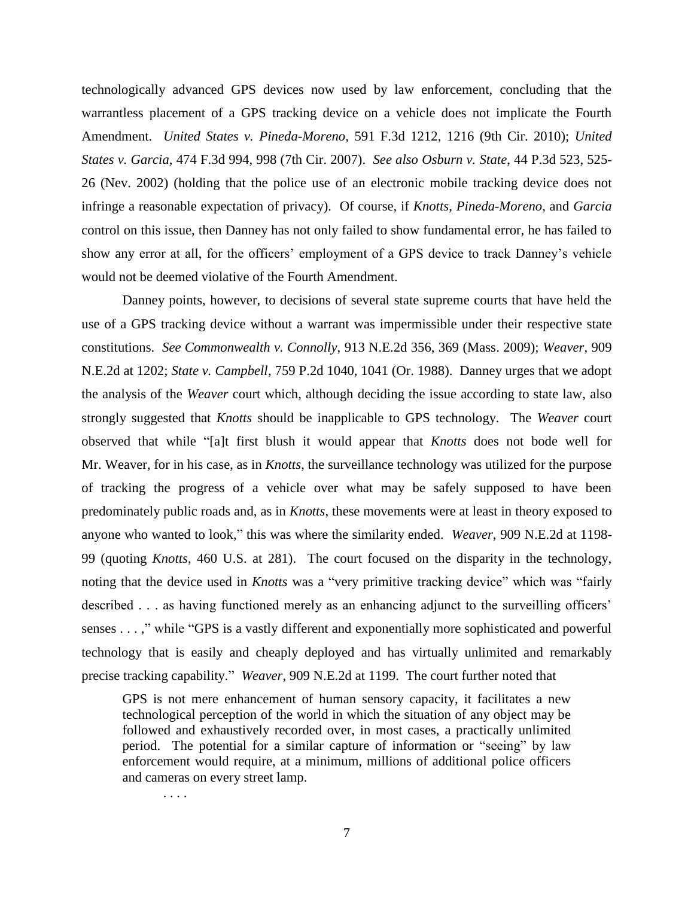technologically advanced GPS devices now used by law enforcement, concluding that the warrantless placement of a GPS tracking device on a vehicle does not implicate the Fourth Amendment. *United States v. Pineda-Moreno*, 591 F.3d 1212, 1216 (9th Cir. 2010); *United States v. Garcia*, 474 F.3d 994, 998 (7th Cir. 2007). *See also Osburn v. State*, 44 P.3d 523, 525-26 (Nev. 2002) (holding that the police use of an electronic mobile tracking device does not infringe a reasonable expectation of privacy). Of course, if *Knotts*, *Pineda-Moreno*, and *Garcia* control on this issue, then Danney has not only failed to show fundamental error, he has failed to show any error at all, for the officers' employment of a GPS device to track Danney's vehicle would not be deemed violative of the Fourth Amendment.

Danney points, however, to decisions of several state supreme courts that have held the use of a GPS tracking device without a warrant was impermissible under their respective state constitutions. *See Commonwealth v. Connolly*, 913 N.E.2d 356, 369 (Mass. 2009); *Weaver*, 909 N.E.2d at 1202; *State v. Campbell*, 759 P.2d 1040, 1041 (Or. 1988). Danney urges that we adopt the analysis of the *Weaver* court which, although deciding the issue according to state law, also strongly suggested that *Knotts* should be inapplicable to GPS technology. The *Weaver* court observed that while "[a]t first blush it would appear that *Knotts* does not bode well for Mr. Weaver, for in his case, as in *Knotts*, the surveillance technology was utilized for the purpose of tracking the progress of a vehicle over what may be safely supposed to have been predominately public roads and, as in *Knotts*, these movements were at least in theory exposed to anyone who wanted to look," this was where the similarity ended. *Weaver*, 909 N.E.2d at 1198-99 (quoting *Knotts*, 460 U.S. at 281). The court focused on the disparity in the technology, noting that the device used in *Knotts* was a "very primitive tracking device" which was "fairly described . . . as having functioned merely as an enhancing adjunct to the surveilling officers' senses . . . ," while "GPS is a vastly different and exponentially more sophisticated and powerful technology that is easily and cheaply deployed and has virtually unlimited and remarkably precise tracking capability." *Weaver*, 909 N.E.2d at 1199. The court further noted that

> GPS is not mere enhancement of human sensory capacity, it facilitates a new technological perception of the world in which the situation of any object may be followed and exhaustively recorded over, in most cases, a practically unlimited period. The potential for a similar capture of information or "seeing" by law enforcement would require, at a minimum, millions of additional police officers and cameras on every street lamp.
>
> . . . .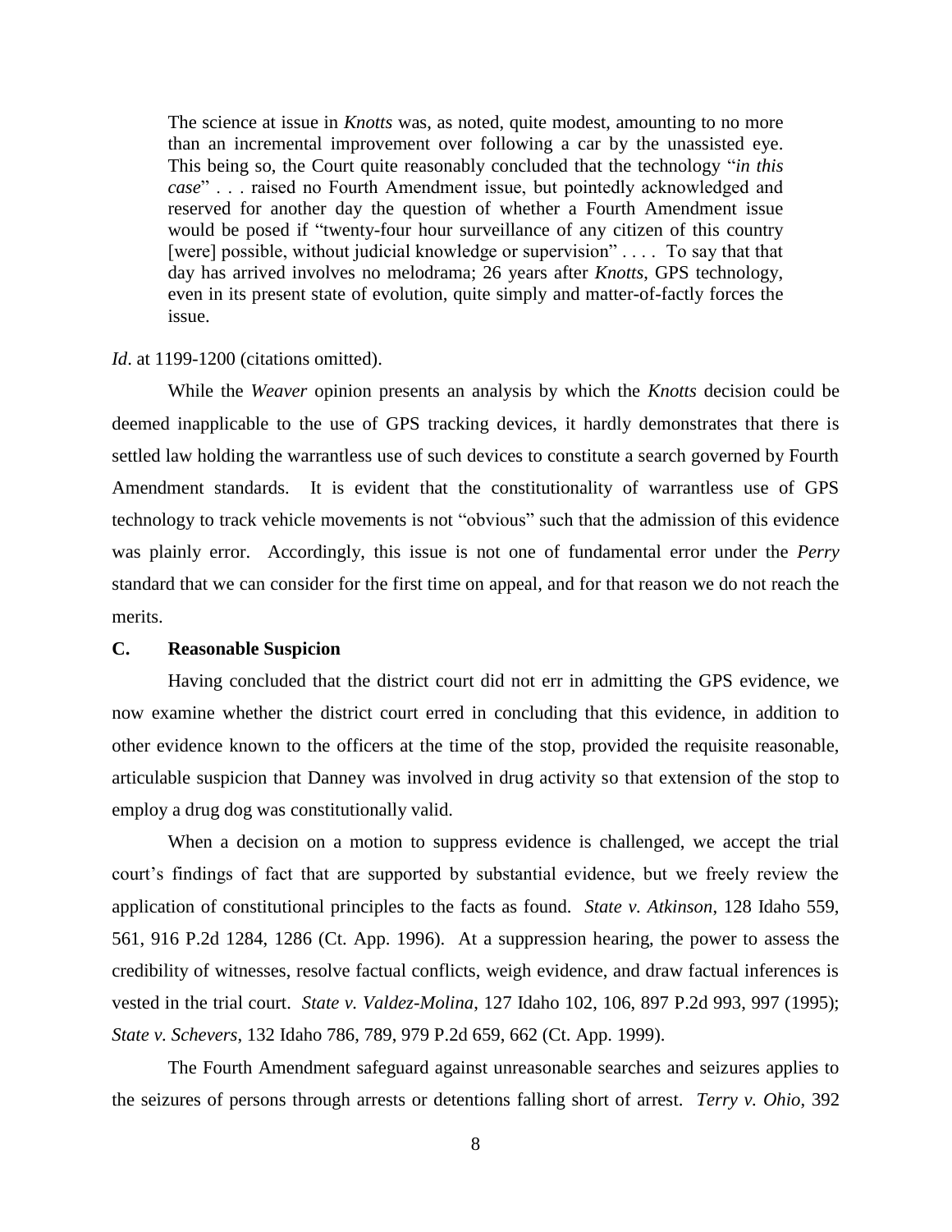> The science at issue in *Knotts* was, as noted, quite modest, amounting to no more than an incremental improvement over following a car by the unassisted eye. This being so, the Court quite reasonably concluded that the technology "*in this case*" . . . raised no Fourth Amendment issue, but pointedly acknowledged and reserved for another day the question of whether a Fourth Amendment issue would be posed if "twenty-four hour surveillance of any citizen of this country [were] possible, without judicial knowledge or supervision" . . . . To say that that day has arrived involves no melodrama; 26 years after *Knotts*, GPS technology, even in its present state of evolution, quite simply and matter-of-factly forces the issue.

*Id*. at 1199-1200 (citations omitted).

While the *Weaver* opinion presents an analysis by which the *Knotts* decision could be deemed inapplicable to the use of GPS tracking devices, it hardly demonstrates that there is settled law holding the warrantless use of such devices to constitute a search governed by Fourth Amendment standards. It is evident that the constitutionality of warrantless use of GPS technology to track vehicle movements is not "obvious" such that the admission of this evidence was plainly error. Accordingly, this issue is not one of fundamental error under the *Perry* standard that we can consider for the first time on appeal, and for that reason we do not reach the merits.

### C. Reasonable Suspicion

Having concluded that the district court did not err in admitting the GPS evidence, we now examine whether the district court erred in concluding that this evidence, in addition to other evidence known to the officers at the time of the stop, provided the requisite reasonable, articulable suspicion that Danney was involved in drug activity so that extension of the stop to employ a drug dog was constitutionally valid.

When a decision on a motion to suppress evidence is challenged, we accept the trial court's findings of fact that are supported by substantial evidence, but we freely review the application of constitutional principles to the facts as found. *State v. Atkinson*, 128 Idaho 559, 561, 916 P.2d 1284, 1286 (Ct. App. 1996). At a suppression hearing, the power to assess the credibility of witnesses, resolve factual conflicts, weigh evidence, and draw factual inferences is vested in the trial court. *State v. Valdez-Molina*, 127 Idaho 102, 106, 897 P.2d 993, 997 (1995); *State v. Schevers*, 132 Idaho 786, 789, 979 P.2d 659, 662 (Ct. App. 1999).

The Fourth Amendment safeguard against unreasonable searches and seizures applies to the seizures of persons through arrests or detentions falling short of arrest. *Terry v. Ohio*, 392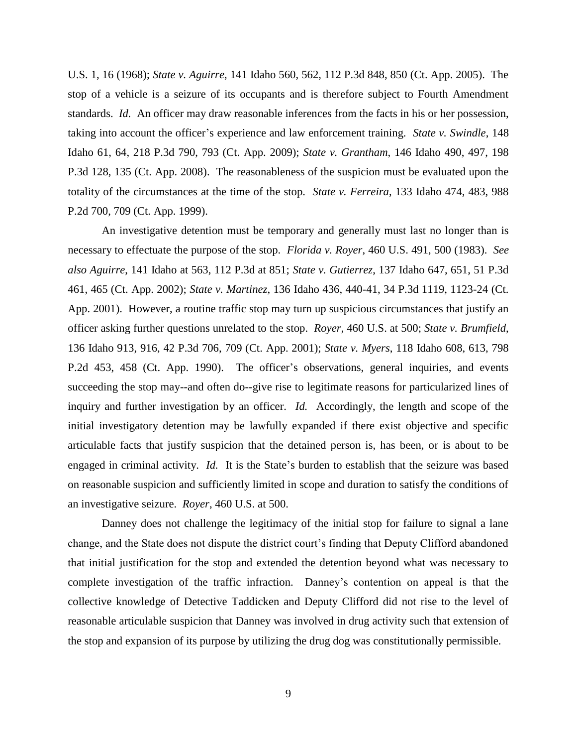U.S. 1, 16 (1968); *State v. Aguirre*, 141 Idaho 560, 562, 112 P.3d 848, 850 (Ct. App. 2005). The stop of a vehicle is a seizure of its occupants and is therefore subject to Fourth Amendment standards. *Id.* An officer may draw reasonable inferences from the facts in his or her possession, taking into account the officer's experience and law enforcement training. *State v. Swindle*, 148 Idaho 61, 64, 218 P.3d 790, 793 (Ct. App. 2009); *State v. Grantham*, 146 Idaho 490, 497, 198 P.3d 128, 135 (Ct. App. 2008). The reasonableness of the suspicion must be evaluated upon the totality of the circumstances at the time of the stop. *State v. Ferreira*, 133 Idaho 474, 483, 988 P.2d 700, 709 (Ct. App. 1999).

An investigative detention must be temporary and generally must last no longer than is necessary to effectuate the purpose of the stop. *Florida v. Royer*, 460 U.S. 491, 500 (1983). *See also Aguirre*, 141 Idaho at 563, 112 P.3d at 851; *State v. Gutierrez*, 137 Idaho 647, 651, 51 P.3d 461, 465 (Ct. App. 2002); *State v. Martinez*, 136 Idaho 436, 440-41, 34 P.3d 1119, 1123-24 (Ct. App. 2001). However, a routine traffic stop may turn up suspicious circumstances that justify an officer asking further questions unrelated to the stop. *Royer*, 460 U.S. at 500; *State v. Brumfield*, 136 Idaho 913, 916, 42 P.3d 706, 709 (Ct. App. 2001); *State v. Myers*, 118 Idaho 608, 613, 798 P.2d 453, 458 (Ct. App. 1990). The officer's observations, general inquiries, and events succeeding the stop may--and often do--give rise to legitimate reasons for particularized lines of inquiry and further investigation by an officer. *Id.* Accordingly, the length and scope of the initial investigatory detention may be lawfully expanded if there exist objective and specific articulable facts that justify suspicion that the detained person is, has been, or is about to be engaged in criminal activity. *Id.* It is the State's burden to establish that the seizure was based on reasonable suspicion and sufficiently limited in scope and duration to satisfy the conditions of an investigative seizure. *Royer*, 460 U.S. at 500.

Danney does not challenge the legitimacy of the initial stop for failure to signal a lane change, and the State does not dispute the district court's finding that Deputy Clifford abandoned that initial justification for the stop and extended the detention beyond what was necessary to complete investigation of the traffic infraction. Danney's contention on appeal is that the collective knowledge of Detective Taddicken and Deputy Clifford did not rise to the level of reasonable articulable suspicion that Danney was involved in drug activity such that extension of the stop and expansion of its purpose by utilizing the drug dog was constitutionally permissible.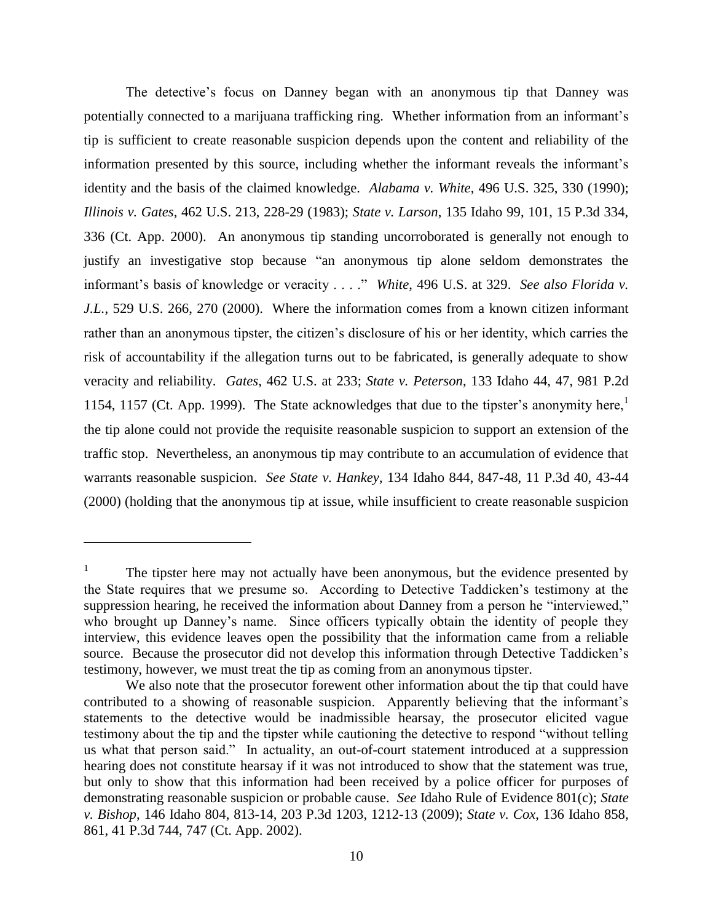The detective's focus on Danney began with an anonymous tip that Danney was potentially connected to a marijuana trafficking ring. Whether information from an informant's tip is sufficient to create reasonable suspicion depends upon the content and reliability of the information presented by this source, including whether the informant reveals the informant's identity and the basis of the claimed knowledge. *Alabama v. White*, 496 U.S. 325, 330 (1990); *Illinois v. Gates*, 462 U.S. 213, 228-29 (1983); *State v. Larson*, 135 Idaho 99, 101, 15 P.3d 334, 336 (Ct. App. 2000). An anonymous tip standing uncorroborated is generally not enough to justify an investigative stop because "an anonymous tip alone seldom demonstrates the informant's basis of knowledge or veracity . . . ." *White*, 496 U.S. at 329. *See also Florida v. J.L.*, 529 U.S. 266, 270 (2000). Where the information comes from a known citizen informant rather than an anonymous tipster, the citizen's disclosure of his or her identity, which carries the risk of accountability if the allegation turns out to be fabricated, is generally adequate to show veracity and reliability. *Gates*, 462 U.S. at 233; *State v. Peterson*, 133 Idaho 44, 47, 981 P.2d 1154, 1157 (Ct. App. 1999). The State acknowledges that due to the tipster's anonymity here,[1] the tip alone could not provide the requisite reasonable suspicion to support an extension of the traffic stop. Nevertheless, an anonymous tip may contribute to an accumulation of evidence that warrants reasonable suspicion. *See State v. Hankey*, 134 Idaho 844, 847-48, 11 P.3d 40, 43-44 (2000) (holding that the anonymous tip at issue, while insufficient to create reasonable suspicion

---

[1] The tipster here may not actually have been anonymous, but the evidence presented by the State requires that we presume so. According to Detective Taddicken's testimony at the suppression hearing, he received the information about Danney from a person he "interviewed," who brought up Danney's name. Since officers typically obtain the identity of people they interview, this evidence leaves open the possibility that the information came from a reliable source. Because the prosecutor did not develop this information through Detective Taddicken's testimony, however, we must treat the tip as coming from an anonymous tipster.

We also note that the prosecutor forewent other information about the tip that could have contributed to a showing of reasonable suspicion. Apparently believing that the informant's statements to the detective would be inadmissible hearsay, the prosecutor elicited vague testimony about the tip and the tipster while cautioning the detective to respond "without telling us what that person said." In actuality, an out-of-court statement introduced at a suppression hearing does not constitute hearsay if it was not introduced to show that the statement was true, but only to show that this information had been received by a police officer for purposes of demonstrating reasonable suspicion or probable cause. *See* Idaho Rule of Evidence 801(c); *State v. Bishop*, 146 Idaho 804, 813-14, 203 P.3d 1203, 1212-13 (2009); *State v. Cox*, 136 Idaho 858, 861, 41 P.3d 744, 747 (Ct. App. 2002).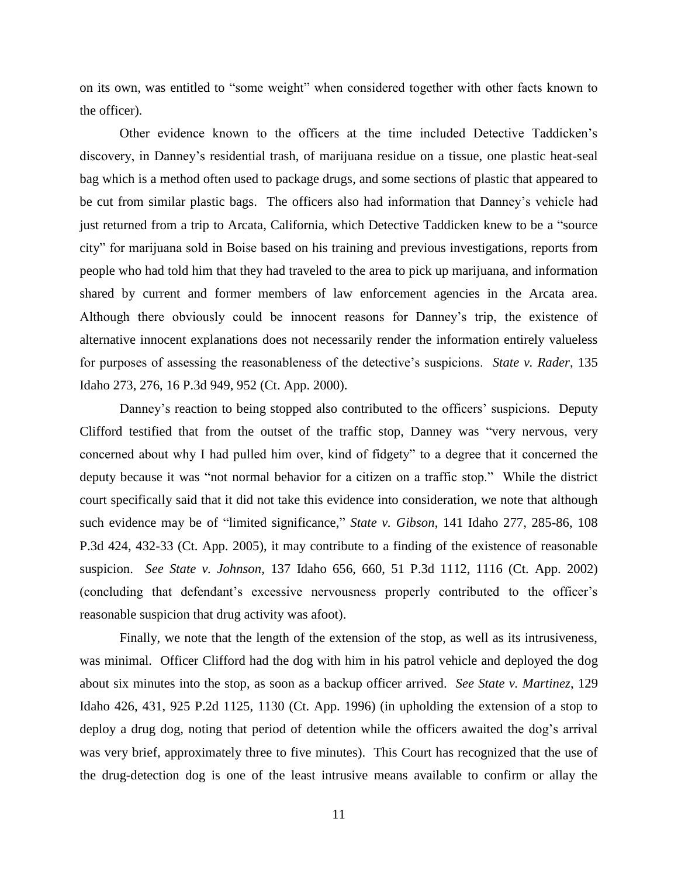on its own, was entitled to "some weight" when considered together with other facts known to the officer).

Other evidence known to the officers at the time included Detective Taddicken's discovery, in Danney's residential trash, of marijuana residue on a tissue, one plastic heat-seal bag which is a method often used to package drugs, and some sections of plastic that appeared to be cut from similar plastic bags. The officers also had information that Danney's vehicle had just returned from a trip to Arcata, California, which Detective Taddicken knew to be a "source city" for marijuana sold in Boise based on his training and previous investigations, reports from people who had told him that they had traveled to the area to pick up marijuana, and information shared by current and former members of law enforcement agencies in the Arcata area. Although there obviously could be innocent reasons for Danney's trip, the existence of alternative innocent explanations does not necessarily render the information entirely valueless for purposes of assessing the reasonableness of the detective's suspicions. *State v. Rader*, 135 Idaho 273, 276, 16 P.3d 949, 952 (Ct. App. 2000).

Danney's reaction to being stopped also contributed to the officers' suspicions. Deputy Clifford testified that from the outset of the traffic stop, Danney was "very nervous, very concerned about why I had pulled him over, kind of fidgety" to a degree that it concerned the deputy because it was "not normal behavior for a citizen on a traffic stop." While the district court specifically said that it did not take this evidence into consideration, we note that although such evidence may be of "limited significance," *State v. Gibson*, 141 Idaho 277, 285-86, 108 P.3d 424, 432-33 (Ct. App. 2005), it may contribute to a finding of the existence of reasonable suspicion. *See State v. Johnson*, 137 Idaho 656, 660, 51 P.3d 1112, 1116 (Ct. App. 2002) (concluding that defendant's excessive nervousness properly contributed to the officer's reasonable suspicion that drug activity was afoot).

Finally, we note that the length of the extension of the stop, as well as its intrusiveness, was minimal. Officer Clifford had the dog with him in his patrol vehicle and deployed the dog about six minutes into the stop, as soon as a backup officer arrived. *See State v. Martinez*, 129 Idaho 426, 431, 925 P.2d 1125, 1130 (Ct. App. 1996) (in upholding the extension of a stop to deploy a drug dog, noting that period of detention while the officers awaited the dog's arrival was very brief, approximately three to five minutes). This Court has recognized that the use of the drug-detection dog is one of the least intrusive means available to confirm or allay the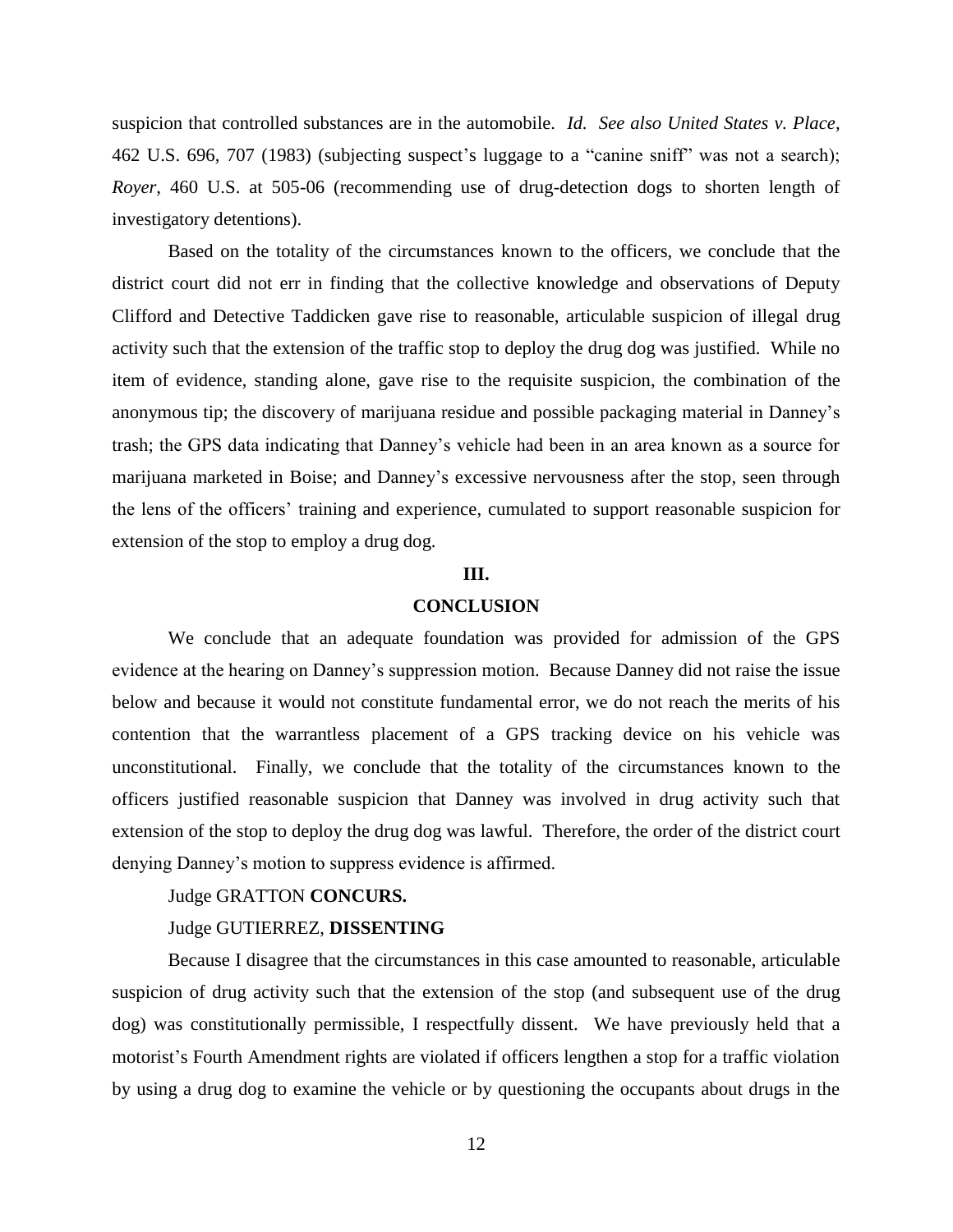suspicion that controlled substances are in the automobile. *Id. See also United States v. Place*, 462 U.S. 696, 707 (1983) (subjecting suspect's luggage to a "canine sniff" was not a search); *Royer*, 460 U.S. at 505-06 (recommending use of drug-detection dogs to shorten length of investigatory detentions).

Based on the totality of the circumstances known to the officers, we conclude that the district court did not err in finding that the collective knowledge and observations of Deputy Clifford and Detective Taddicken gave rise to reasonable, articulable suspicion of illegal drug activity such that the extension of the traffic stop to deploy the drug dog was justified. While no item of evidence, standing alone, gave rise to the requisite suspicion, the combination of the anonymous tip; the discovery of marijuana residue and possible packaging material in Danney's trash; the GPS data indicating that Danney's vehicle had been in an area known as a source for marijuana marketed in Boise; and Danney's excessive nervousness after the stop, seen through the lens of the officers' training and experience, cumulated to support reasonable suspicion for extension of the stop to employ a drug dog.

## III.

## CONCLUSION

We conclude that an adequate foundation was provided for admission of the GPS evidence at the hearing on Danney's suppression motion. Because Danney did not raise the issue below and because it would not constitute fundamental error, we do not reach the merits of his contention that the warrantless placement of a GPS tracking device on his vehicle was unconstitutional. Finally, we conclude that the totality of the circumstances known to the officers justified reasonable suspicion that Danney was involved in drug activity such that extension of the stop to deploy the drug dog was lawful. Therefore, the order of the district court denying Danney's motion to suppress evidence is affirmed.

Judge GRATTON **CONCURS.**

Judge GUTIERREZ, **DISSENTING**

Because I disagree that the circumstances in this case amounted to reasonable, articulable suspicion of drug activity such that the extension of the stop (and subsequent use of the drug dog) was constitutionally permissible, I respectfully dissent. We have previously held that a motorist's Fourth Amendment rights are violated if officers lengthen a stop for a traffic violation by using a drug dog to examine the vehicle or by questioning the occupants about drugs in the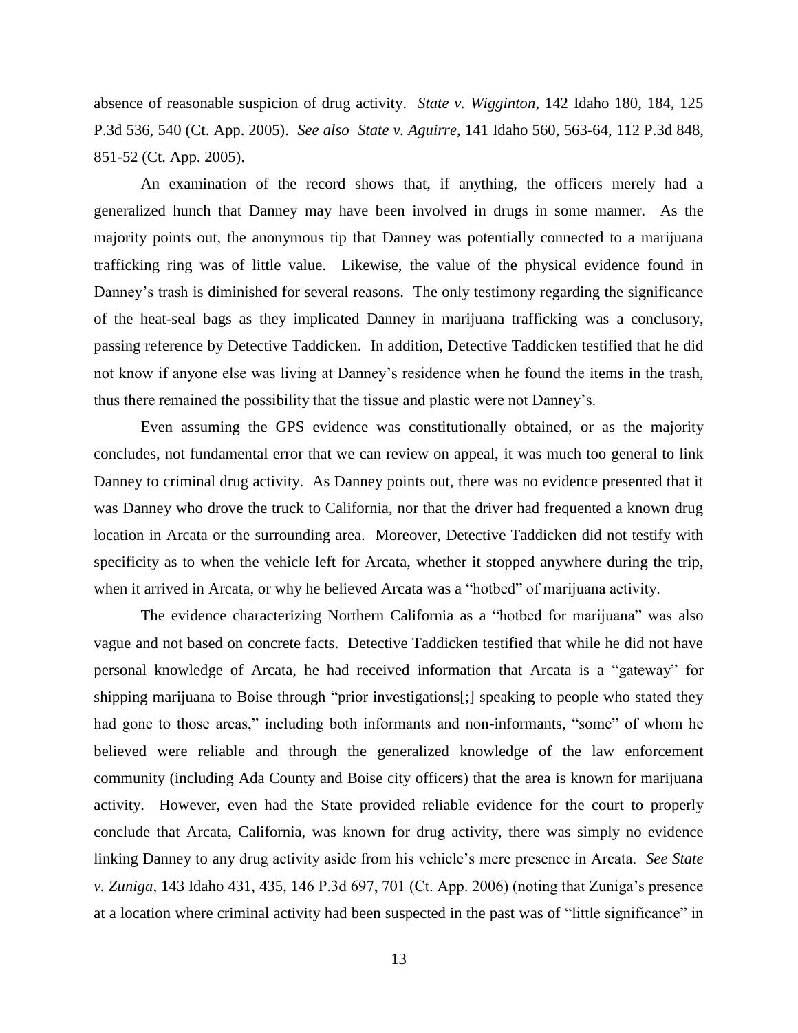absence of reasonable suspicion of drug activity. *State v. Wigginton*, 142 Idaho 180, 184, 125 P.3d 536, 540 (Ct. App. 2005). *See also State v. Aguirre*, 141 Idaho 560, 563-64, 112 P.3d 848, 851-52 (Ct. App. 2005).

An examination of the record shows that, if anything, the officers merely had a generalized hunch that Danney may have been involved in drugs in some manner. As the majority points out, the anonymous tip that Danney was potentially connected to a marijuana trafficking ring was of little value. Likewise, the value of the physical evidence found in Danney's trash is diminished for several reasons. The only testimony regarding the significance of the heat-seal bags as they implicated Danney in marijuana trafficking was a conclusory, passing reference by Detective Taddicken. In addition, Detective Taddicken testified that he did not know if anyone else was living at Danney's residence when he found the items in the trash, thus there remained the possibility that the tissue and plastic were not Danney's.

Even assuming the GPS evidence was constitutionally obtained, or as the majority concludes, not fundamental error that we can review on appeal, it was much too general to link Danney to criminal drug activity. As Danney points out, there was no evidence presented that it was Danney who drove the truck to California, nor that the driver had frequented a known drug location in Arcata or the surrounding area. Moreover, Detective Taddicken did not testify with specificity as to when the vehicle left for Arcata, whether it stopped anywhere during the trip, when it arrived in Arcata, or why he believed Arcata was a "hotbed" of marijuana activity.

The evidence characterizing Northern California as a "hotbed for marijuana" was also vague and not based on concrete facts. Detective Taddicken testified that while he did not have personal knowledge of Arcata, he had received information that Arcata is a "gateway" for shipping marijuana to Boise through "prior investigations[;] speaking to people who stated they had gone to those areas," including both informants and non-informants, "some" of whom he believed were reliable and through the generalized knowledge of the law enforcement community (including Ada County and Boise city officers) that the area is known for marijuana activity. However, even had the State provided reliable evidence for the court to properly conclude that Arcata, California, was known for drug activity, there was simply no evidence linking Danney to any drug activity aside from his vehicle's mere presence in Arcata. *See State v. Zuniga*, 143 Idaho 431, 435, 146 P.3d 697, 701 (Ct. App. 2006) (noting that Zuniga's presence at a location where criminal activity had been suspected in the past was of "little significance" in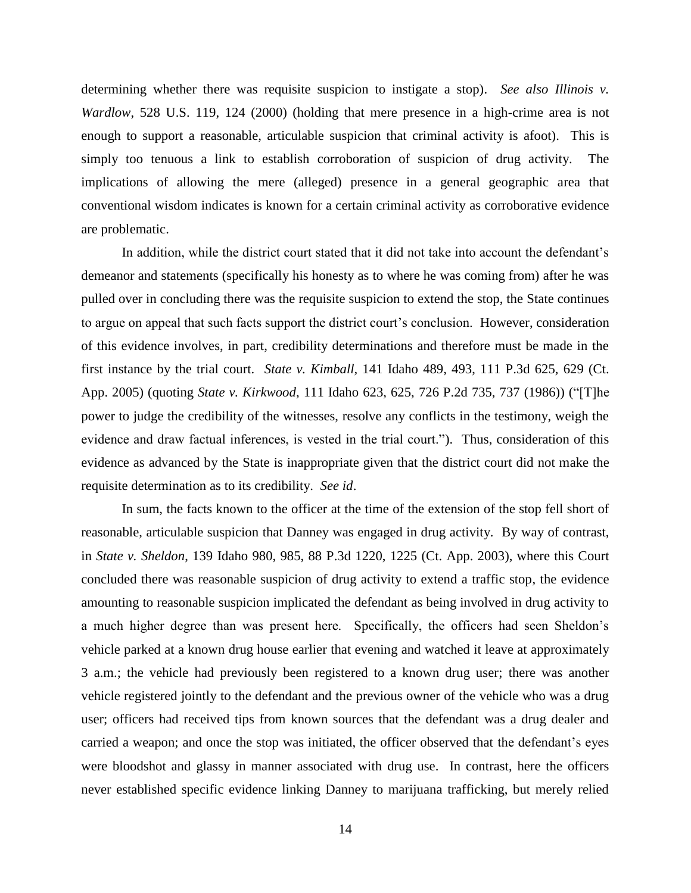determining whether there was requisite suspicion to instigate a stop). *See also Illinois v. Wardlow*, 528 U.S. 119, 124 (2000) (holding that mere presence in a high-crime area is not enough to support a reasonable, articulable suspicion that criminal activity is afoot). This is simply too tenuous a link to establish corroboration of suspicion of drug activity. The implications of allowing the mere (alleged) presence in a general geographic area that conventional wisdom indicates is known for a certain criminal activity as corroborative evidence are problematic.

In addition, while the district court stated that it did not take into account the defendant's demeanor and statements (specifically his honesty as to where he was coming from) after he was pulled over in concluding there was the requisite suspicion to extend the stop, the State continues to argue on appeal that such facts support the district court's conclusion. However, consideration of this evidence involves, in part, credibility determinations and therefore must be made in the first instance by the trial court. *State v. Kimball*, 141 Idaho 489, 493, 111 P.3d 625, 629 (Ct. App. 2005) (quoting *State v. Kirkwood*, 111 Idaho 623, 625, 726 P.2d 735, 737 (1986)) ("[T]he power to judge the credibility of the witnesses, resolve any conflicts in the testimony, weigh the evidence and draw factual inferences, is vested in the trial court."). Thus, consideration of this evidence as advanced by the State is inappropriate given that the district court did not make the requisite determination as to its credibility. *See id*.

In sum, the facts known to the officer at the time of the extension of the stop fell short of reasonable, articulable suspicion that Danney was engaged in drug activity. By way of contrast, in *State v. Sheldon*, 139 Idaho 980, 985, 88 P.3d 1220, 1225 (Ct. App. 2003), where this Court concluded there was reasonable suspicion of drug activity to extend a traffic stop, the evidence amounting to reasonable suspicion implicated the defendant as being involved in drug activity to a much higher degree than was present here. Specifically, the officers had seen Sheldon's vehicle parked at a known drug house earlier that evening and watched it leave at approximately 3 a.m.; the vehicle had previously been registered to a known drug user; there was another vehicle registered jointly to the defendant and the previous owner of the vehicle who was a drug user; officers had received tips from known sources that the defendant was a drug dealer and carried a weapon; and once the stop was initiated, the officer observed that the defendant's eyes were bloodshot and glassy in manner associated with drug use. In contrast, here the officers never established specific evidence linking Danney to marijuana trafficking, but merely relied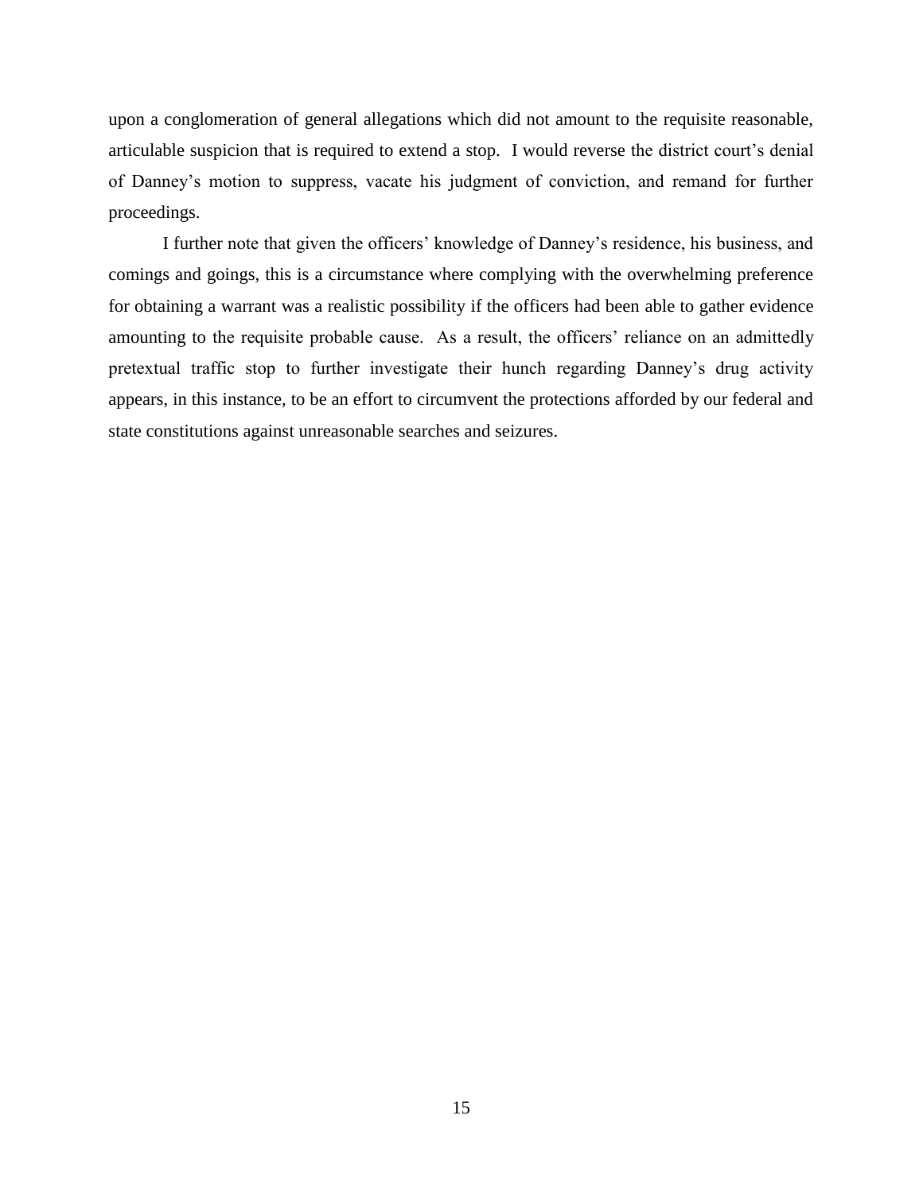upon a conglomeration of general allegations which did not amount to the requisite reasonable, articulable suspicion that is required to extend a stop. I would reverse the district court's denial of Danney's motion to suppress, vacate his judgment of conviction, and remand for further proceedings.

I further note that given the officers' knowledge of Danney's residence, his business, and comings and goings, this is a circumstance where complying with the overwhelming preference for obtaining a warrant was a realistic possibility if the officers had been able to gather evidence amounting to the requisite probable cause. As a result, the officers' reliance on an admittedly pretextual traffic stop to further investigate their hunch regarding Danney's drug activity appears, in this instance, to be an effort to circumvent the protections afforded by our federal and state constitutions against unreasonable searches and seizures.